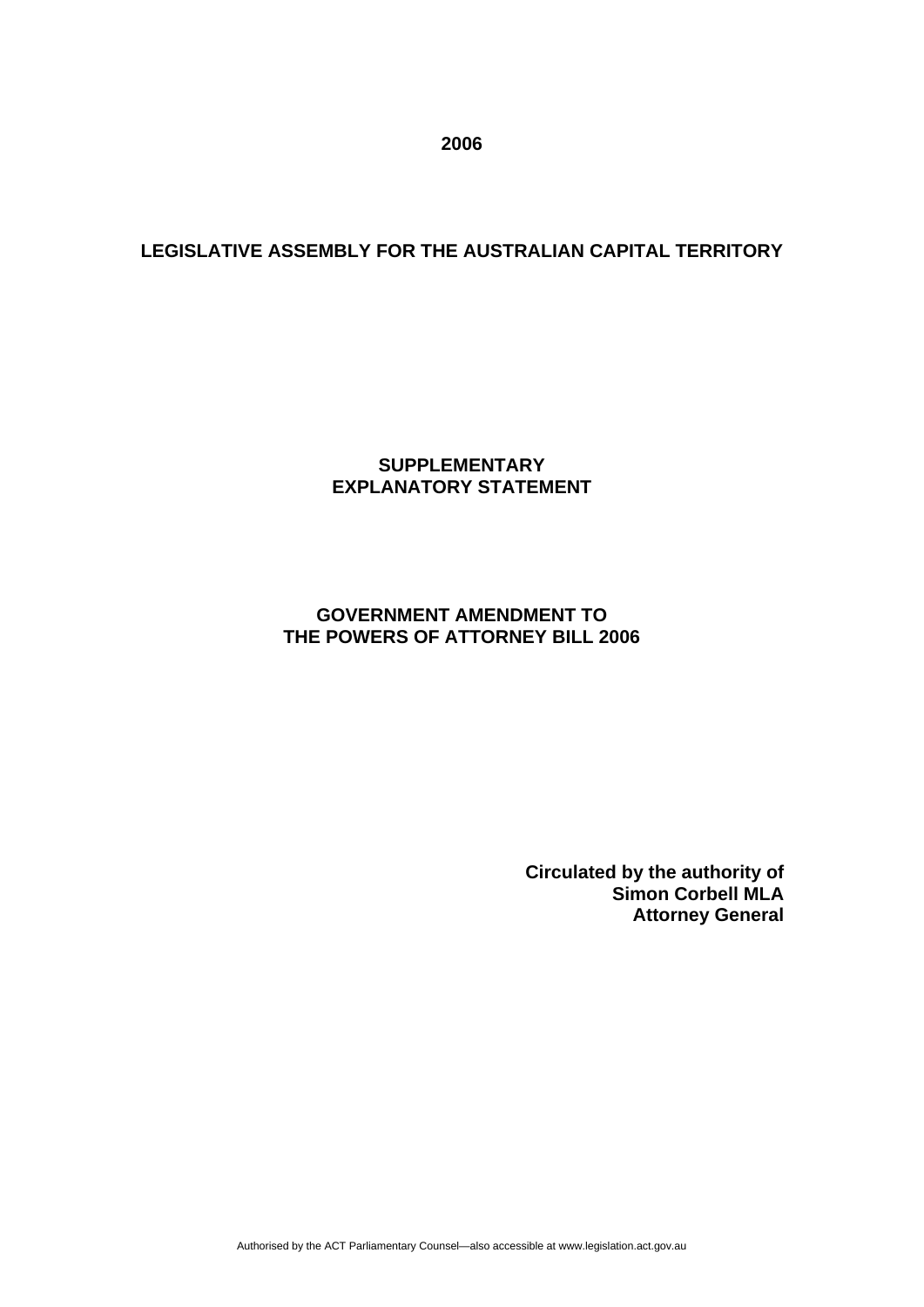**2006**

**LEGISLATIVE ASSEMBLY FOR THE AUSTRALIAN CAPITAL TERRITORY**

# SUPPLEMENTARY EXPLANATORY STATEMENT

## GOVERNMENT AMENDMENT TO THE POWERS OF ATTORNEY BILL 2006

**Circulated by the authority of**
**Simon Corbell MLA**
**Attorney General**

Authorised by the ACT Parliamentary Counsel—also accessible at www.legislation.act.gov.au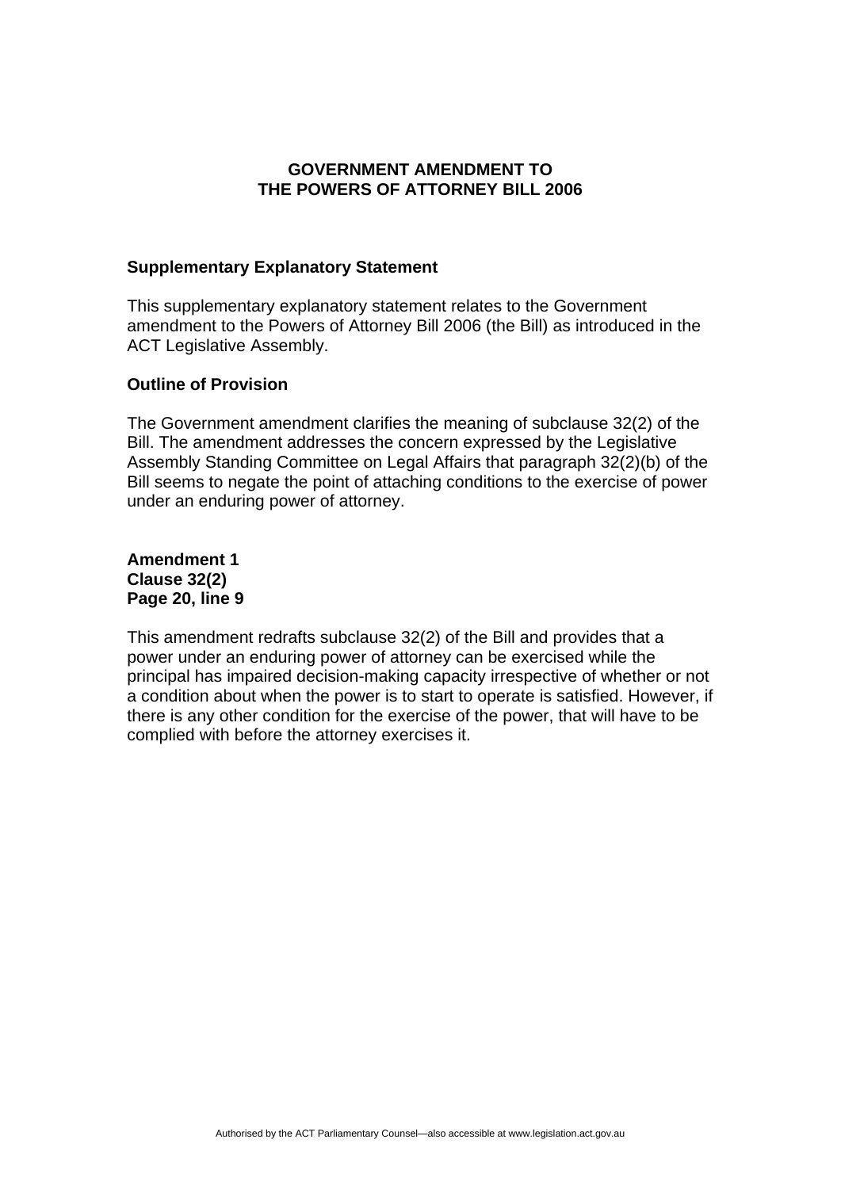# GOVERNMENT AMENDMENT TO THE POWERS OF ATTORNEY BILL 2006

## Supplementary Explanatory Statement

This supplementary explanatory statement relates to the Government amendment to the Powers of Attorney Bill 2006 (the Bill) as introduced in the ACT Legislative Assembly.

## Outline of Provision

The Government amendment clarifies the meaning of subclause 32(2) of the Bill. The amendment addresses the concern expressed by the Legislative Assembly Standing Committee on Legal Affairs that paragraph 32(2)(b) of the Bill seems to negate the point of attaching conditions to the exercise of power under an enduring power of attorney.

**Amendment 1**
**Clause 32(2)**
**Page 20, line 9**

This amendment redrafts subclause 32(2) of the Bill and provides that a power under an enduring power of attorney can be exercised while the principal has impaired decision-making capacity irrespective of whether or not a condition about when the power is to start to operate is satisfied. However, if there is any other condition for the exercise of the power, that will have to be complied with before the attorney exercises it.